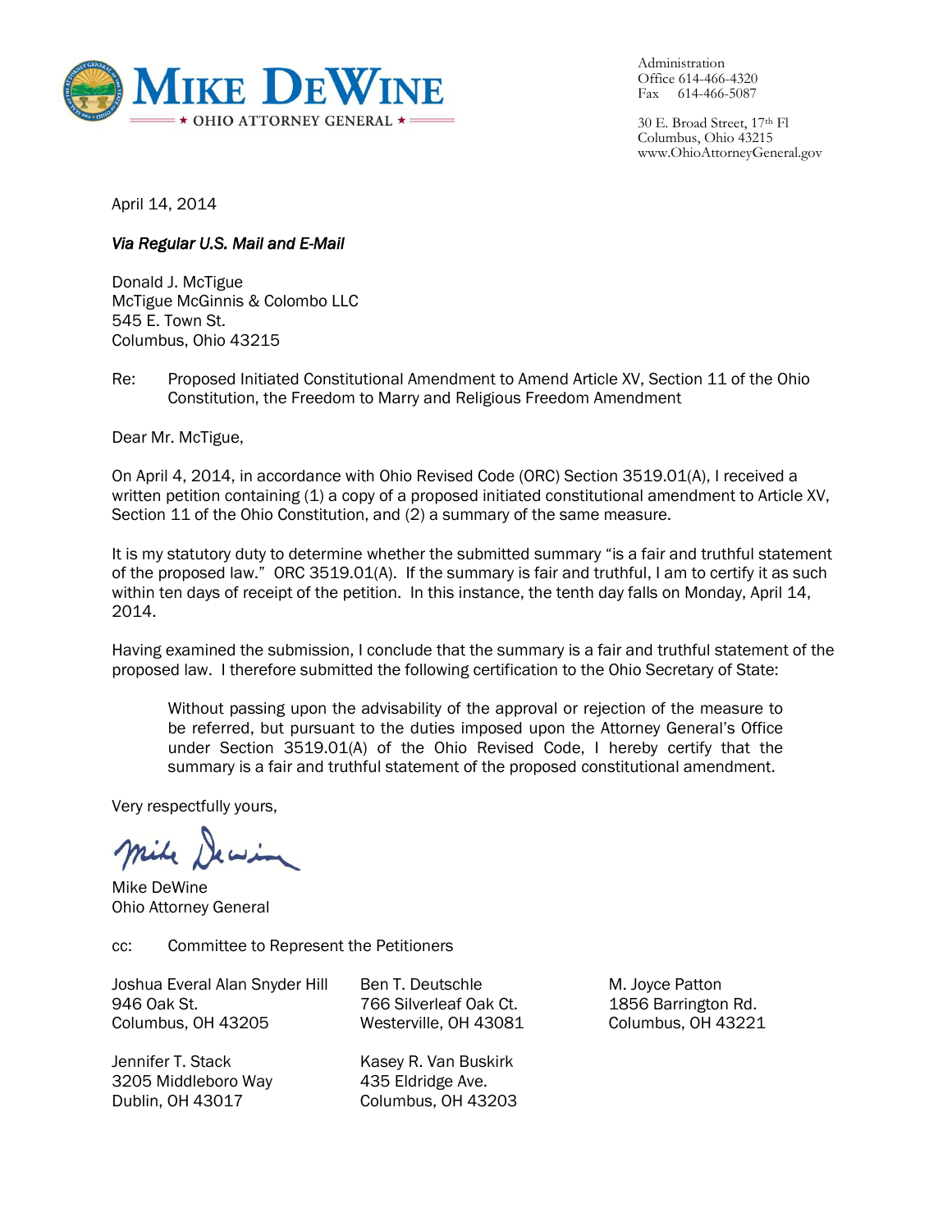# MIKE DEWINE

★ OHIO ATTORNEY GENERAL ★

Administration
Office 614-466-4320
Fax 614-466-5087

30 E. Broad Street, 17th Fl
Columbus, Ohio 43215
www.OhioAttorneyGeneral.gov

April 14, 2014

*Via Regular U.S. Mail and E-Mail*

Donald J. McTigue
McTigue McGinnis & Colombo LLC
545 E. Town St.
Columbus, Ohio 43215

Re: Proposed Initiated Constitutional Amendment to Amend Article XV, Section 11 of the Ohio Constitution, the Freedom to Marry and Religious Freedom Amendment

Dear Mr. McTigue,

On April 4, 2014, in accordance with Ohio Revised Code (ORC) Section 3519.01(A), I received a written petition containing (1) a copy of a proposed initiated constitutional amendment to Article XV, Section 11 of the Ohio Constitution, and (2) a summary of the same measure.

It is my statutory duty to determine whether the submitted summary "is a fair and truthful statement of the proposed law." ORC 3519.01(A). If the summary is fair and truthful, I am to certify it as such within ten days of receipt of the petition. In this instance, the tenth day falls on Monday, April 14, 2014.

Having examined the submission, I conclude that the summary is a fair and truthful statement of the proposed law. I therefore submitted the following certification to the Ohio Secretary of State:

> Without passing upon the advisability of the approval or rejection of the measure to be referred, but pursuant to the duties imposed upon the Attorney General's Office under Section 3519.01(A) of the Ohio Revised Code, I hereby certify that the summary is a fair and truthful statement of the proposed constitutional amendment.

Very respectfully yours,

Mike DeWine

Mike DeWine
Ohio Attorney General

cc: Committee to Represent the Petitioners

Joshua Everal Alan Snyder Hill
946 Oak St.
Columbus, OH 43205

Ben T. Deutschle
766 Silverleaf Oak Ct.
Westerville, OH 43081

M. Joyce Patton
1856 Barrington Rd.
Columbus, OH 43221

Jennifer T. Stack
3205 Middleboro Way
Dublin, OH 43017

Kasey R. Van Buskirk
435 Eldridge Ave.
Columbus, OH 43203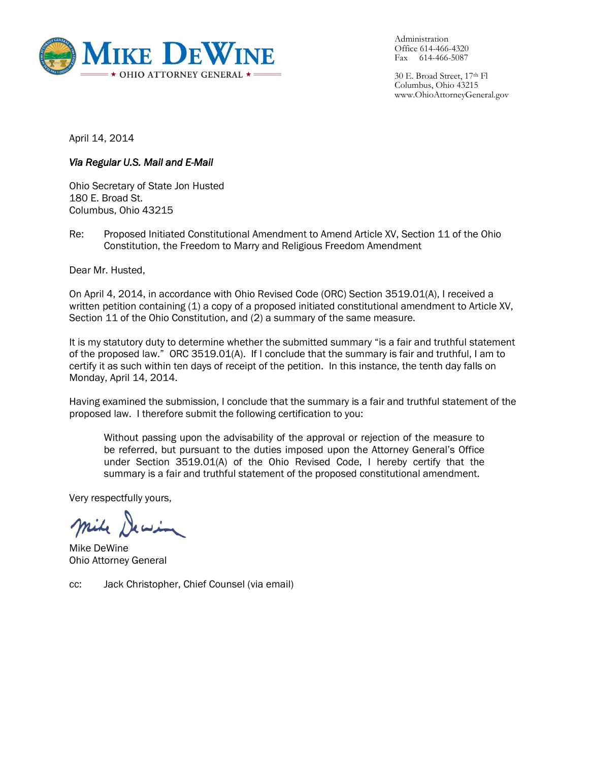**MIKE DEWINE**
★ OHIO ATTORNEY GENERAL ★

Administration
Office 614-466-4320
Fax 614-466-5087

30 E. Broad Street, 17th Fl
Columbus, Ohio 43215
www.OhioAttorneyGeneral.gov

April 14, 2014

*Via Regular U.S. Mail and E-Mail*

Ohio Secretary of State Jon Husted
180 E. Broad St.
Columbus, Ohio 43215

Re: Proposed Initiated Constitutional Amendment to Amend Article XV, Section 11 of the Ohio Constitution, the Freedom to Marry and Religious Freedom Amendment

Dear Mr. Husted,

On April 4, 2014, in accordance with Ohio Revised Code (ORC) Section 3519.01(A), I received a written petition containing (1) a copy of a proposed initiated constitutional amendment to Article XV, Section 11 of the Ohio Constitution, and (2) a summary of the same measure.

It is my statutory duty to determine whether the submitted summary "is a fair and truthful statement of the proposed law." ORC 3519.01(A). If I conclude that the summary is fair and truthful, I am to certify it as such within ten days of receipt of the petition. In this instance, the tenth day falls on Monday, April 14, 2014.

Having examined the submission, I conclude that the summary is a fair and truthful statement of the proposed law. I therefore submit the following certification to you:

> Without passing upon the advisability of the approval or rejection of the measure to be referred, but pursuant to the duties imposed upon the Attorney General's Office under Section 3519.01(A) of the Ohio Revised Code, I hereby certify that the summary is a fair and truthful statement of the proposed constitutional amendment.

Very respectfully yours,

Mike DeWine

Mike DeWine
Ohio Attorney General

cc: Jack Christopher, Chief Counsel (via email)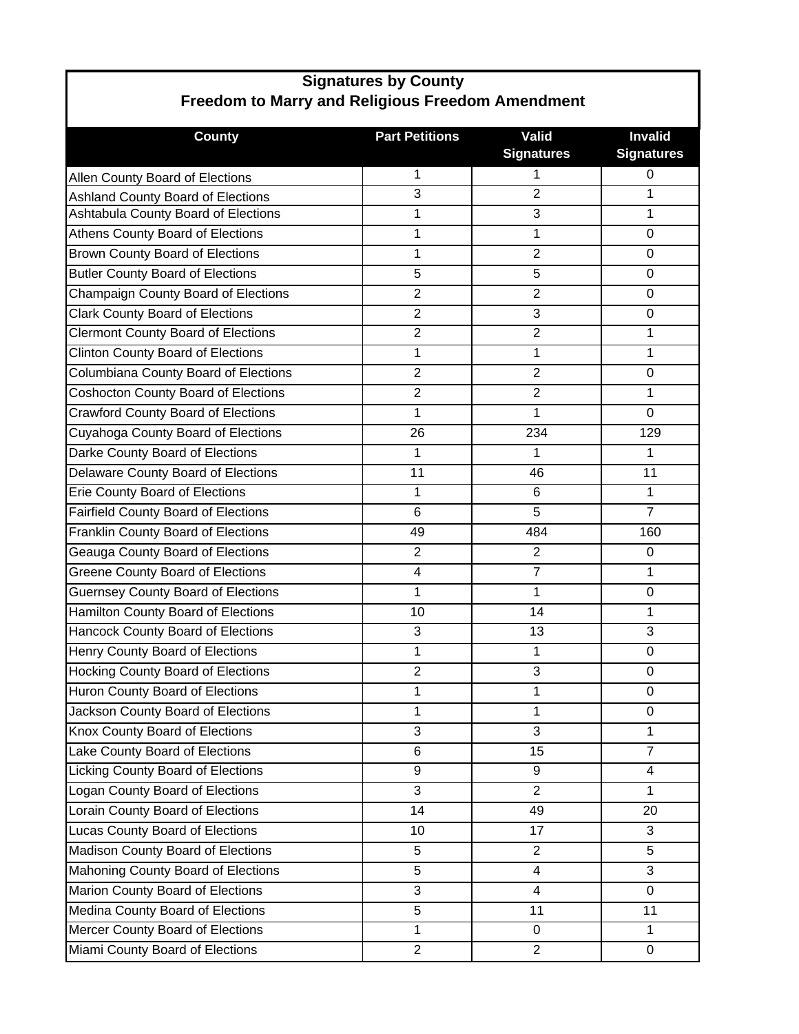## Signatures by County
## Freedom to Marry and Religious Freedom Amendment

| County | Part Petitions | Valid Signatures | Invalid Signatures |
|---|---|---|---|
| Allen County Board of Elections | 1 | 1 | 0 |
| Ashland County Board of Elections | 3 | 2 | 1 |
| Ashtabula County Board of Elections | 1 | 3 | 1 |
| Athens County Board of Elections | 1 | 1 | 0 |
| Brown County Board of Elections | 1 | 2 | 0 |
| Butler County Board of Elections | 5 | 5 | 0 |
| Champaign County Board of Elections | 2 | 2 | 0 |
| Clark County Board of Elections | 2 | 3 | 0 |
| Clermont County Board of Elections | 2 | 2 | 1 |
| Clinton County Board of Elections | 1 | 1 | 1 |
| Columbiana County Board of Elections | 2 | 2 | 0 |
| Coshocton County Board of Elections | 2 | 2 | 1 |
| Crawford County Board of Elections | 1 | 1 | 0 |
| Cuyahoga County Board of Elections | 26 | 234 | 129 |
| Darke County Board of Elections | 1 | 1 | 1 |
| Delaware County Board of Elections | 11 | 46 | 11 |
| Erie County Board of Elections | 1 | 6 | 1 |
| Fairfield County Board of Elections | 6 | 5 | 7 |
| Franklin County Board of Elections | 49 | 484 | 160 |
| Geauga County Board of Elections | 2 | 2 | 0 |
| Greene County Board of Elections | 4 | 7 | 1 |
| Guernsey County Board of Elections | 1 | 1 | 0 |
| Hamilton County Board of Elections | 10 | 14 | 1 |
| Hancock County Board of Elections | 3 | 13 | 3 |
| Henry County Board of Elections | 1 | 1 | 0 |
| Hocking County Board of Elections | 2 | 3 | 0 |
| Huron County Board of Elections | 1 | 1 | 0 |
| Jackson County Board of Elections | 1 | 1 | 0 |
| Knox County Board of Elections | 3 | 3 | 1 |
| Lake County Board of Elections | 6 | 15 | 7 |
| Licking County Board of Elections | 9 | 9 | 4 |
| Logan County Board of Elections | 3 | 2 | 1 |
| Lorain County Board of Elections | 14 | 49 | 20 |
| Lucas County Board of Elections | 10 | 17 | 3 |
| Madison County Board of Elections | 5 | 2 | 5 |
| Mahoning County Board of Elections | 5 | 4 | 3 |
| Marion County Board of Elections | 3 | 4 | 0 |
| Medina County Board of Elections | 5 | 11 | 11 |
| Mercer County Board of Elections | 1 | 0 | 1 |
| Miami County Board of Elections | 2 | 2 | 0 |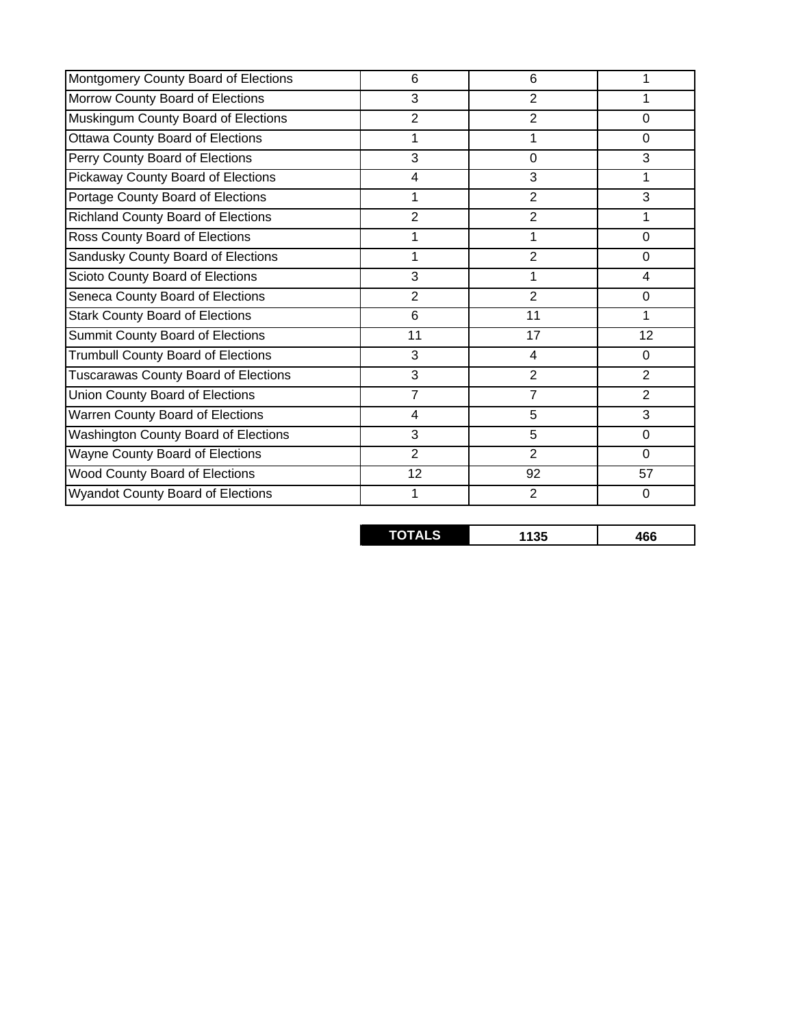| | | | |
|---|---|---|---|
| Montgomery County Board of Elections | 6 | 6 | 1 |
| Morrow County Board of Elections | 3 | 2 | 1 |
| Muskingum County Board of Elections | 2 | 2 | 0 |
| Ottawa County Board of Elections | 1 | 1 | 0 |
| Perry County Board of Elections | 3 | 0 | 3 |
| Pickaway County Board of Elections | 4 | 3 | 1 |
| Portage County Board of Elections | 1 | 2 | 3 |
| Richland County Board of Elections | 2 | 2 | 1 |
| Ross County Board of Elections | 1 | 1 | 0 |
| Sandusky County Board of Elections | 1 | 2 | 0 |
| Scioto County Board of Elections | 3 | 1 | 4 |
| Seneca County Board of Elections | 2 | 2 | 0 |
| Stark County Board of Elections | 6 | 11 | 1 |
| Summit County Board of Elections | 11 | 17 | 12 |
| Trumbull County Board of Elections | 3 | 4 | 0 |
| Tuscarawas County Board of Elections | 3 | 2 | 2 |
| Union County Board of Elections | 7 | 7 | 2 |
| Warren County Board of Elections | 4 | 5 | 3 |
| Washington County Board of Elections | 3 | 5 | 0 |
| Wayne County Board of Elections | 2 | 2 | 0 |
| Wood County Board of Elections | 12 | 92 | 57 |
| Wyandot County Board of Elections | 1 | 2 | 0 |
| | **TOTALS** | **1135** | **466** |